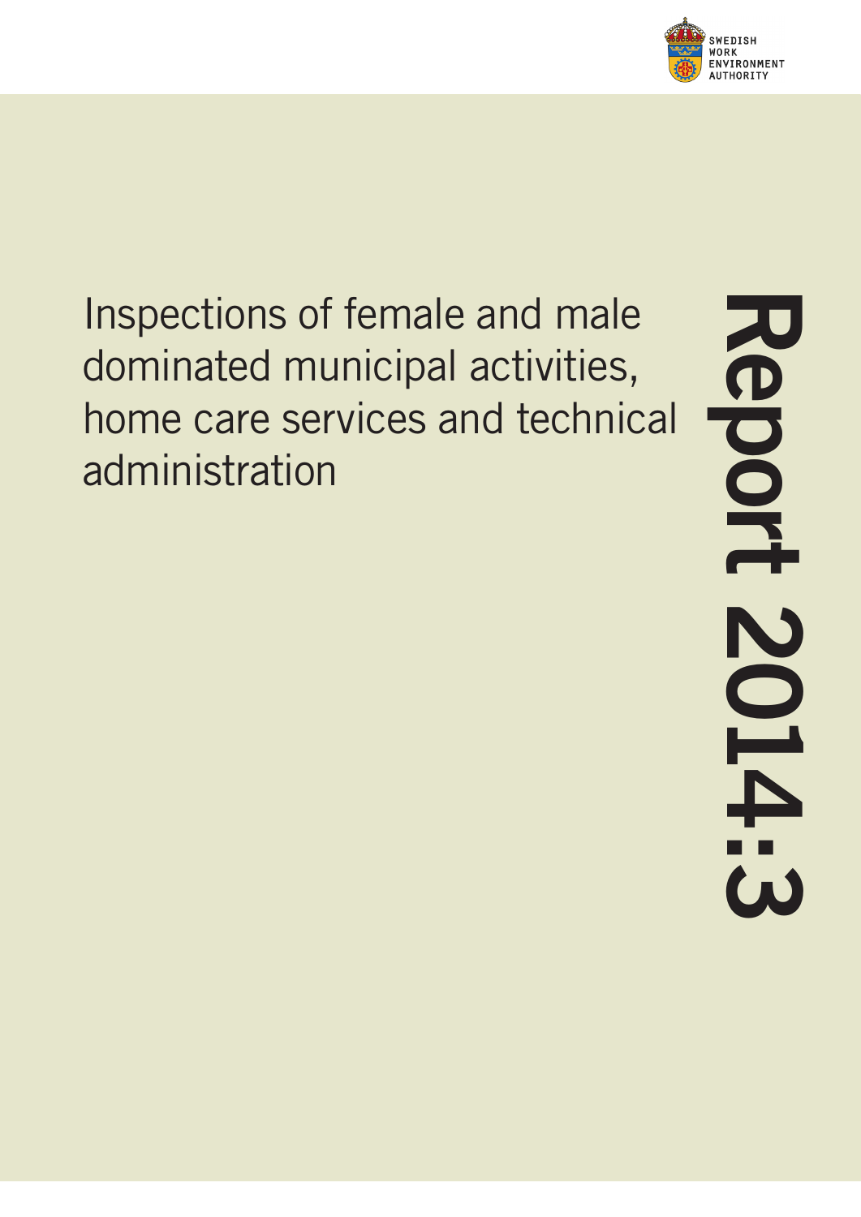SWEDISH WORK ENVIRONMENT AUTHORITY

# Inspections of female and male dominated municipal activities, home care services and technical administration

Report 2014:3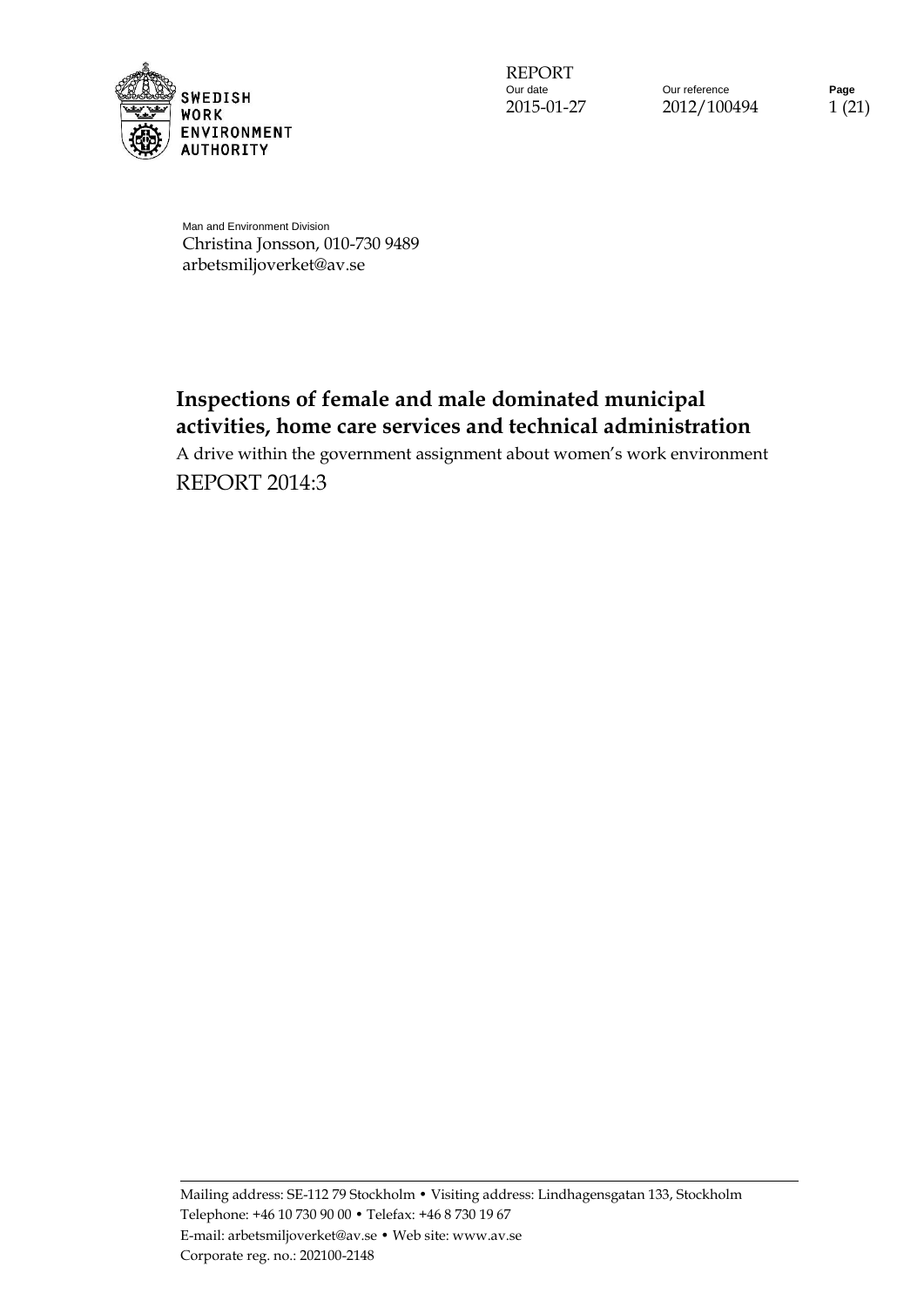Man and Environment Division
Christina Jonsson, 010-730 9489
arbetsmiljoverket@av.se

# Inspections of female and male dominated municipal activities, home care services and technical administration

A drive within the government assignment about women's work environment

REPORT 2014:3

Mailing address: SE-112 79 Stockholm • Visiting address: Lindhagensgatan 133, Stockholm
Telephone: +46 10 730 90 00 • Telefax: +46 8 730 19 67
E-mail: arbetsmiljoverket@av.se • Web site: www.av.se
Corporate reg. no.: 202100-2148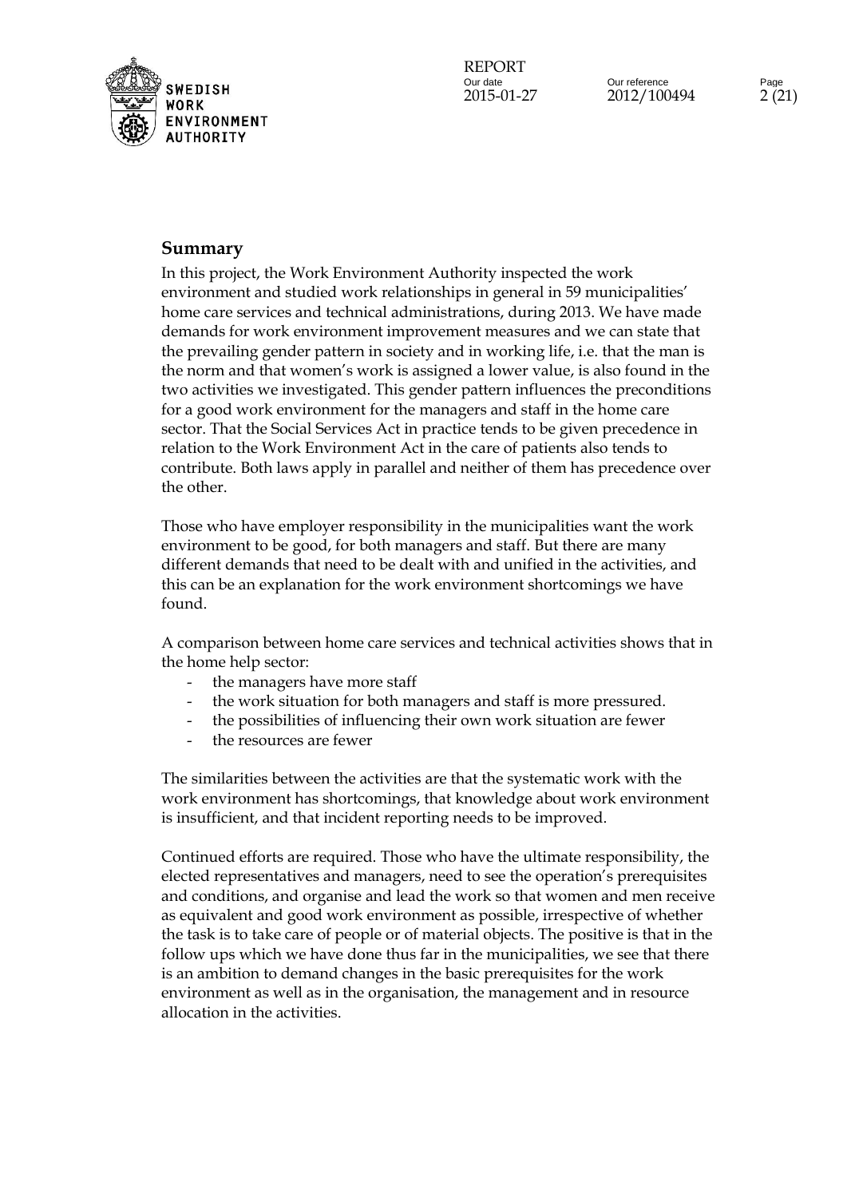## Summary

In this project, the Work Environment Authority inspected the work environment and studied work relationships in general in 59 municipalities' home care services and technical administrations, during 2013. We have made demands for work environment improvement measures and we can state that the prevailing gender pattern in society and in working life, i.e. that the man is the norm and that women's work is assigned a lower value, is also found in the two activities we investigated. This gender pattern influences the preconditions for a good work environment for the managers and staff in the home care sector. That the Social Services Act in practice tends to be given precedence in relation to the Work Environment Act in the care of patients also tends to contribute. Both laws apply in parallel and neither of them has precedence over the other.

Those who have employer responsibility in the municipalities want the work environment to be good, for both managers and staff. But there are many different demands that need to be dealt with and unified in the activities, and this can be an explanation for the work environment shortcomings we have found.

A comparison between home care services and technical activities shows that in the home help sector:

- the managers have more staff
- the work situation for both managers and staff is more pressured.
- the possibilities of influencing their own work situation are fewer
- the resources are fewer

The similarities between the activities are that the systematic work with the work environment has shortcomings, that knowledge about work environment is insufficient, and that incident reporting needs to be improved.

Continued efforts are required. Those who have the ultimate responsibility, the elected representatives and managers, need to see the operation's prerequisites and conditions, and organise and lead the work so that women and men receive as equivalent and good work environment as possible, irrespective of whether the task is to take care of people or of material objects. The positive is that in the follow ups which we have done thus far in the municipalities, we see that there is an ambition to demand changes in the basic prerequisites for the work environment as well as in the organisation, the management and in resource allocation in the activities.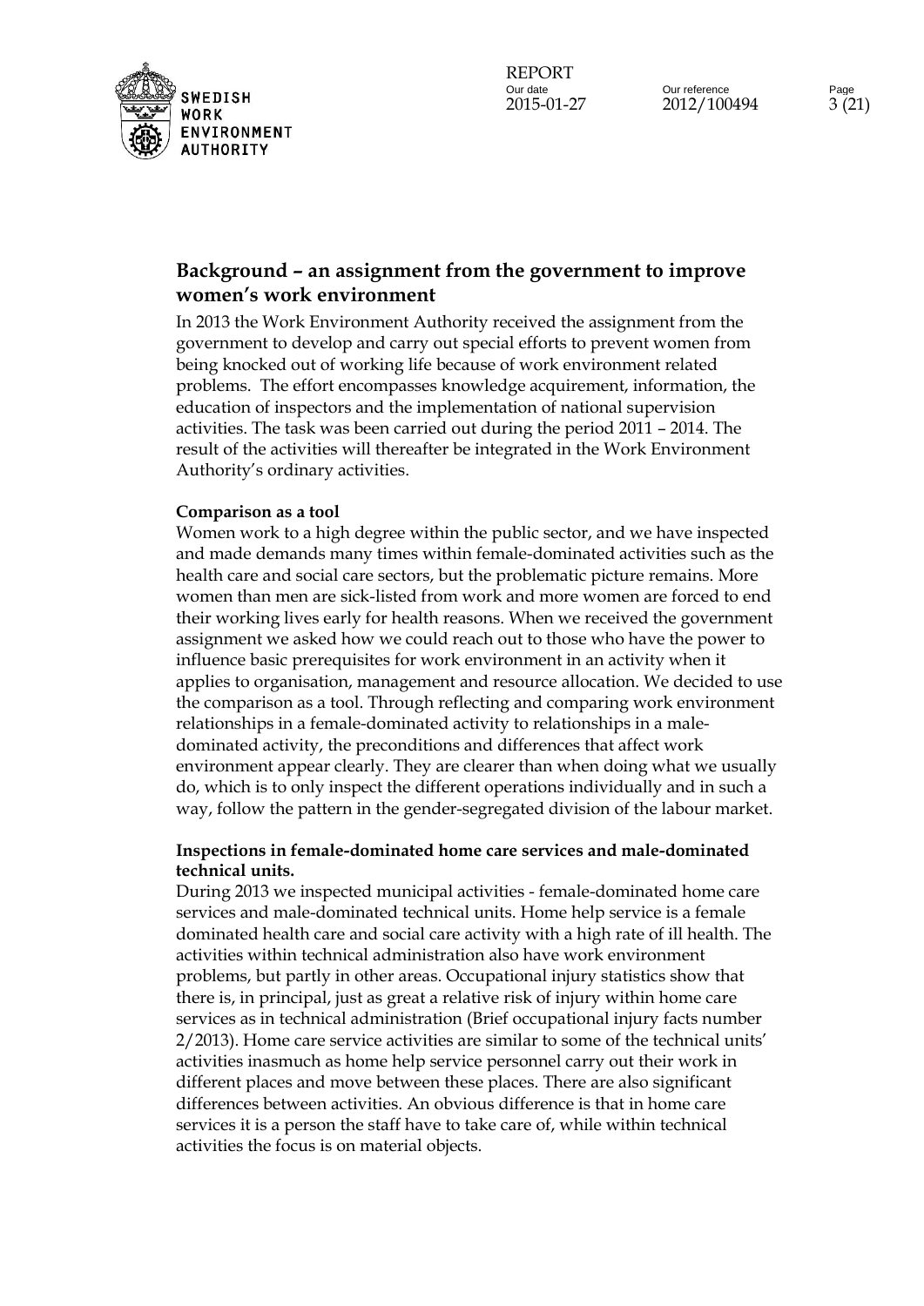## Background – an assignment from the government to improve women's work environment

In 2013 the Work Environment Authority received the assignment from the government to develop and carry out special efforts to prevent women from being knocked out of working life because of work environment related problems. The effort encompasses knowledge acquirement, information, the education of inspectors and the implementation of national supervision activities. The task was been carried out during the period 2011 – 2014. The result of the activities will thereafter be integrated in the Work Environment Authority's ordinary activities.

### Comparison as a tool

Women work to a high degree within the public sector, and we have inspected and made demands many times within female-dominated activities such as the health care and social care sectors, but the problematic picture remains. More women than men are sick-listed from work and more women are forced to end their working lives early for health reasons. When we received the government assignment we asked how we could reach out to those who have the power to influence basic prerequisites for work environment in an activity when it applies to organisation, management and resource allocation. We decided to use the comparison as a tool. Through reflecting and comparing work environment relationships in a female-dominated activity to relationships in a male-dominated activity, the preconditions and differences that affect work environment appear clearly. They are clearer than when doing what we usually do, which is to only inspect the different operations individually and in such a way, follow the pattern in the gender-segregated division of the labour market.

### Inspections in female-dominated home care services and male-dominated technical units.

During 2013 we inspected municipal activities - female-dominated home care services and male-dominated technical units. Home help service is a female dominated health care and social care activity with a high rate of ill health. The activities within technical administration also have work environment problems, but partly in other areas. Occupational injury statistics show that there is, in principal, just as great a relative risk of injury within home care services as in technical administration (Brief occupational injury facts number 2/2013). Home care service activities are similar to some of the technical units' activities inasmuch as home help service personnel carry out their work in different places and move between these places. There are also significant differences between activities. An obvious difference is that in home care services it is a person the staff have to take care of, while within technical activities the focus is on material objects.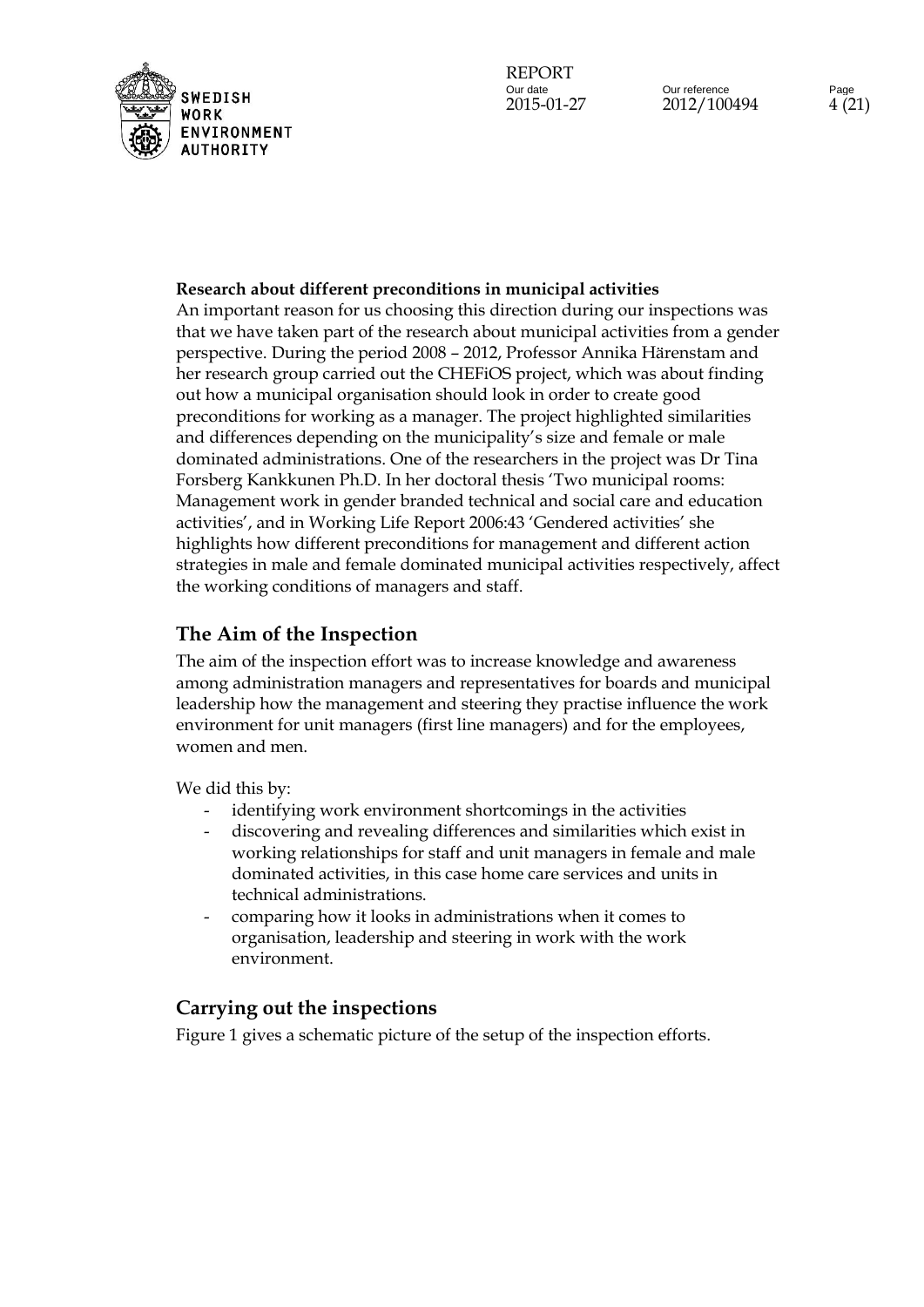**Research about different preconditions in municipal activities**

An important reason for us choosing this direction during our inspections was that we have taken part of the research about municipal activities from a gender perspective. During the period 2008 – 2012, Professor Annika Härenstam and her research group carried out the CHEFiOS project, which was about finding out how a municipal organisation should look in order to create good preconditions for working as a manager. The project highlighted similarities and differences depending on the municipality's size and female or male dominated administrations. One of the researchers in the project was Dr Tina Forsberg Kankkunen Ph.D. In her doctoral thesis 'Two municipal rooms: Management work in gender branded technical and social care and education activities', and in Working Life Report 2006:43 'Gendered activities' she highlights how different preconditions for management and different action strategies in male and female dominated municipal activities respectively, affect the working conditions of managers and staff.

## The Aim of the Inspection

The aim of the inspection effort was to increase knowledge and awareness among administration managers and representatives for boards and municipal leadership how the management and steering they practise influence the work environment for unit managers (first line managers) and for the employees, women and men.

We did this by:

- identifying work environment shortcomings in the activities
- discovering and revealing differences and similarities which exist in working relationships for staff and unit managers in female and male dominated activities, in this case home care services and units in technical administrations.
- comparing how it looks in administrations when it comes to organisation, leadership and steering in work with the work environment.

## Carrying out the inspections

Figure 1 gives a schematic picture of the setup of the inspection efforts.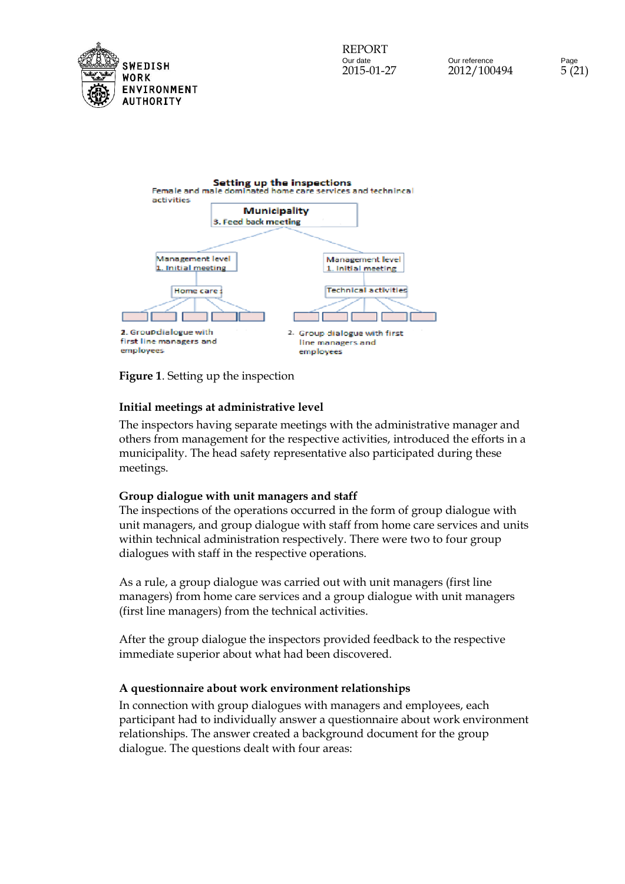**Figure 1**. Setting up the inspection

### Initial meetings at administrative level

The inspectors having separate meetings with the administrative manager and others from management for the respective activities, introduced the efforts in a municipality. The head safety representative also participated during these meetings.

### Group dialogue with unit managers and staff

The inspections of the operations occurred in the form of group dialogue with unit managers, and group dialogue with staff from home care services and units within technical administration respectively. There were two to four group dialogues with staff in the respective operations.

As a rule, a group dialogue was carried out with unit managers (first line managers) from home care services and a group dialogue with unit managers (first line managers) from the technical activities.

After the group dialogue the inspectors provided feedback to the respective immediate superior about what had been discovered.

### A questionnaire about work environment relationships

In connection with group dialogues with managers and employees, each participant had to individually answer a questionnaire about work environment relationships. The answer created a background document for the group dialogue. The questions dealt with four areas: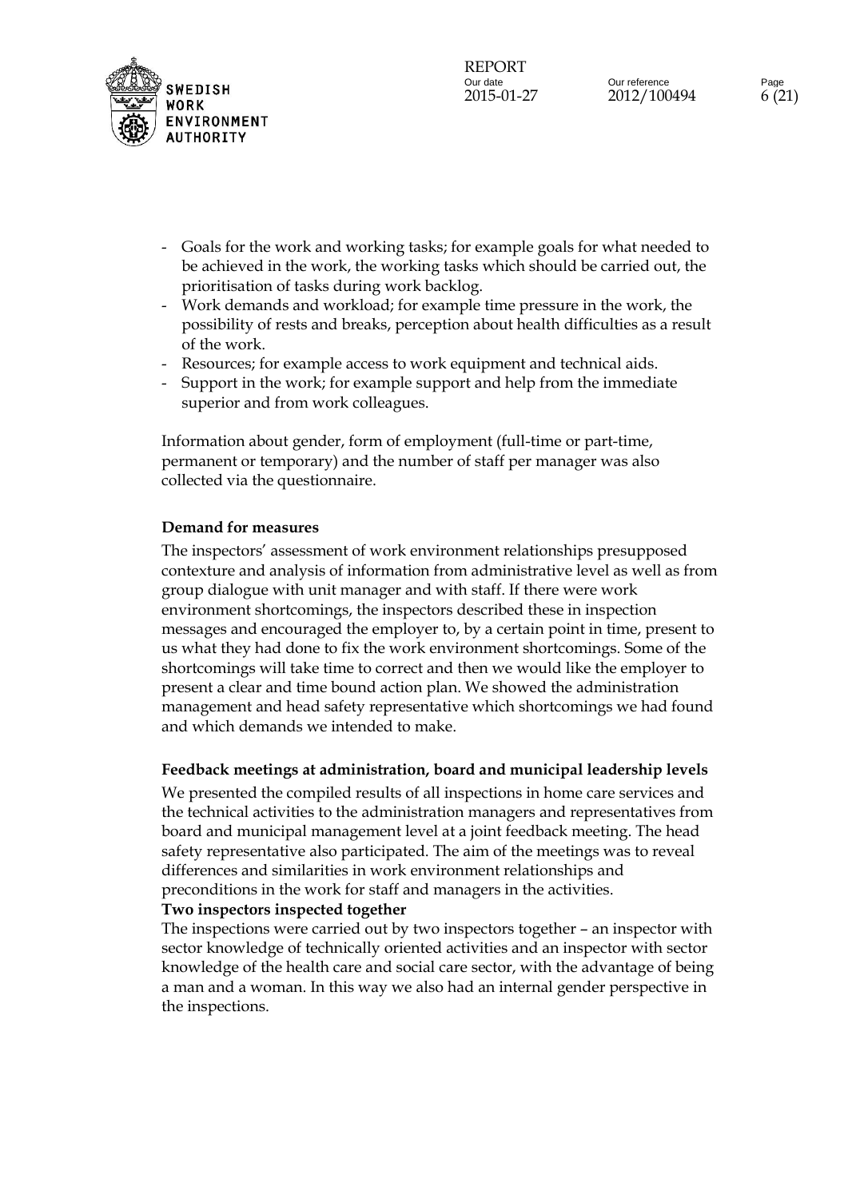- Goals for the work and working tasks; for example goals for what needed to be achieved in the work, the working tasks which should be carried out, the prioritisation of tasks during work backlog.
- Work demands and workload; for example time pressure in the work, the possibility of rests and breaks, perception about health difficulties as a result of the work.
- Resources; for example access to work equipment and technical aids.
- Support in the work; for example support and help from the immediate superior and from work colleagues.

Information about gender, form of employment (full-time or part-time, permanent or temporary) and the number of staff per manager was also collected via the questionnaire.

**Demand for measures**

The inspectors' assessment of work environment relationships presupposed contexture and analysis of information from administrative level as well as from group dialogue with unit manager and with staff. If there were work environment shortcomings, the inspectors described these in inspection messages and encouraged the employer to, by a certain point in time, present to us what they had done to fix the work environment shortcomings. Some of the shortcomings will take time to correct and then we would like the employer to present a clear and time bound action plan. We showed the administration management and head safety representative which shortcomings we had found and which demands we intended to make.

**Feedback meetings at administration, board and municipal leadership levels**

We presented the compiled results of all inspections in home care services and the technical activities to the administration managers and representatives from board and municipal management level at a joint feedback meeting. The head safety representative also participated. The aim of the meetings was to reveal differences and similarities in work environment relationships and preconditions in the work for staff and managers in the activities.

**Two inspectors inspected together**

The inspections were carried out by two inspectors together – an inspector with sector knowledge of technically oriented activities and an inspector with sector knowledge of the health care and social care sector, with the advantage of being a man and a woman. In this way we also had an internal gender perspective in the inspections.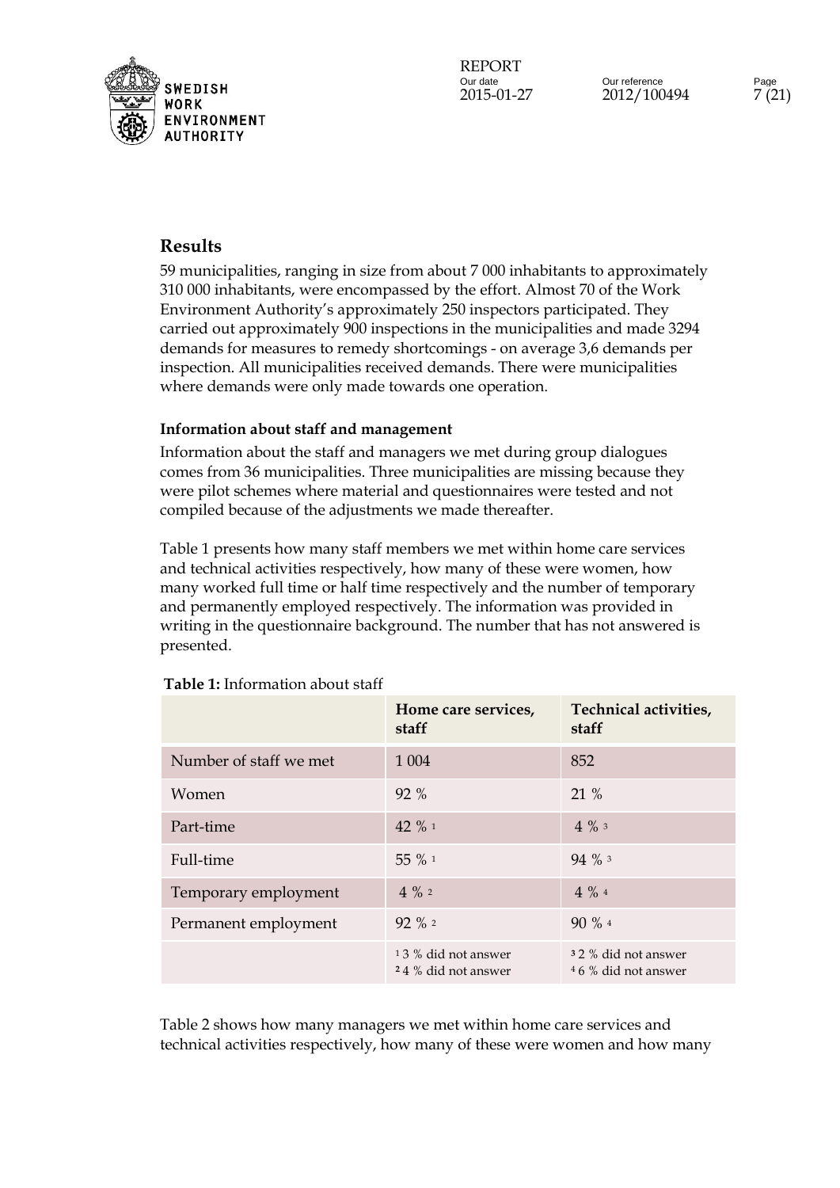## Results

59 municipalities, ranging in size from about 7 000 inhabitants to approximately 310 000 inhabitants, were encompassed by the effort. Almost 70 of the Work Environment Authority's approximately 250 inspectors participated. They carried out approximately 900 inspections in the municipalities and made 3294 demands for measures to remedy shortcomings - on average 3,6 demands per inspection. All municipalities received demands. There were municipalities where demands were only made towards one operation.

### Information about staff and management

Information about the staff and managers we met during group dialogues comes from 36 municipalities. Three municipalities are missing because they were pilot schemes where material and questionnaires were tested and not compiled because of the adjustments we made thereafter.

Table 1 presents how many staff members we met within home care services and technical activities respectively, how many of these were women, how many worked full time or half time respectively and the number of temporary and permanently employed respectively. The information was provided in writing in the questionnaire background. The number that has not answered is presented.

**Table 1:** Information about staff

| | Home care services, staff | Technical activities, staff |
|---|---|---|
| Number of staff we met | 1 004 | 852 |
| Women | 92 % | 21 % |
| Part-time | 42 % [1] | 4 % [3] |
| Full-time | 55 % [1] | 94 % [3] |
| Temporary employment | 4 % [2] | 4 % [4] |
| Permanent employment | 92 % [2] | 90 % [4] |
| | [1] 3 % did not answer<br>[2] 4 % did not answer | [3] 2 % did not answer<br>[4] 6 % did not answer |

Table 2 shows how many managers we met within home care services and technical activities respectively, how many of these were women and how many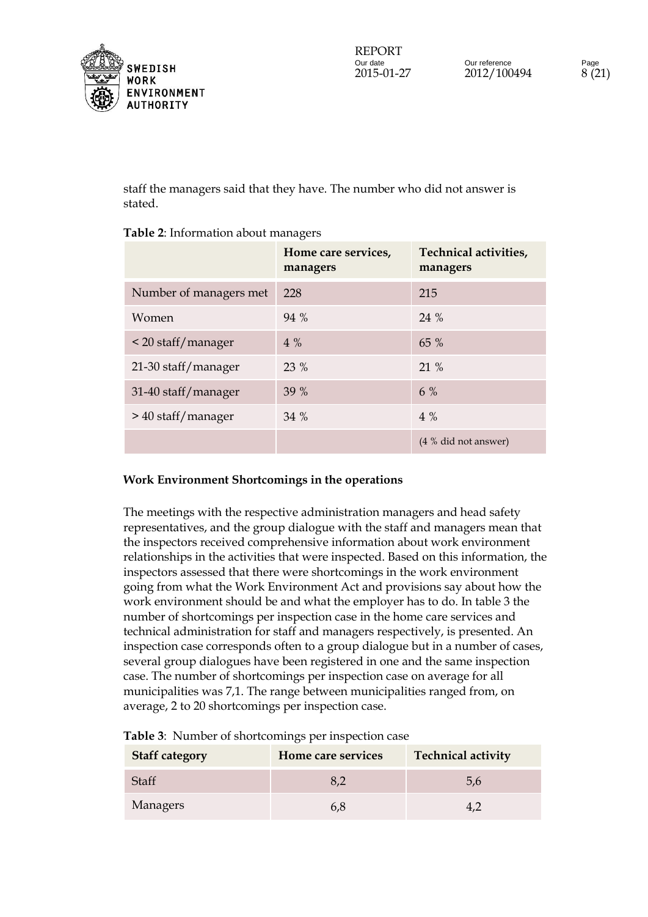staff the managers said that they have. The number who did not answer is stated.

**Table 2**: Information about managers

| | Home care services, managers | Technical activities, managers |
|---|---|---|
| Number of managers met | 228 | 215 |
| Women | 94 % | 24 % |
| < 20 staff/manager | 4 % | 65 % |
| 21-30 staff/manager | 23 % | 21 % |
| 31-40 staff/manager | 39 % | 6 % |
| > 40 staff/manager | 34 % | 4 % |
| | | (4 % did not answer) |

**Work Environment Shortcomings in the operations**

The meetings with the respective administration managers and head safety representatives, and the group dialogue with the staff and managers mean that the inspectors received comprehensive information about work environment relationships in the activities that were inspected. Based on this information, the inspectors assessed that there were shortcomings in the work environment going from what the Work Environment Act and provisions say about how the work environment should be and what the employer has to do. In table 3 the number of shortcomings per inspection case in the home care services and technical administration for staff and managers respectively, is presented. An inspection case corresponds often to a group dialogue but in a number of cases, several group dialogues have been registered in one and the same inspection case. The number of shortcomings per inspection case on average for all municipalities was 7,1. The range between municipalities ranged from, on average, 2 to 20 shortcomings per inspection case.

**Table 3**: Number of shortcomings per inspection case

| Staff category | Home care services | Technical activity |
|---|---|---|
| Staff | 8,2 | 5,6 |
| Managers | 6,8 | 4,2 |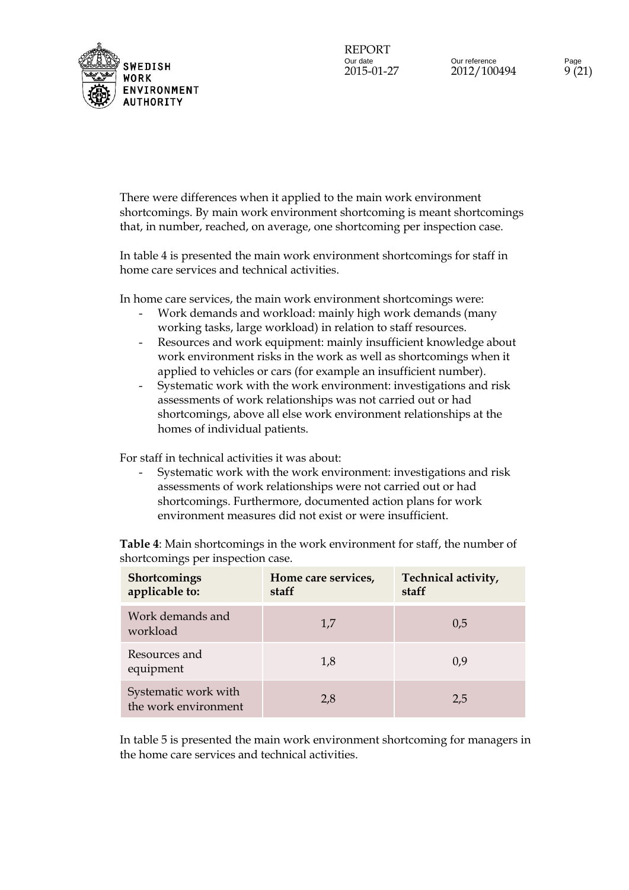There were differences when it applied to the main work environment shortcomings. By main work environment shortcoming is meant shortcomings that, in number, reached, on average, one shortcoming per inspection case.

In table 4 is presented the main work environment shortcomings for staff in home care services and technical activities.

In home care services, the main work environment shortcomings were:

- Work demands and workload: mainly high work demands (many working tasks, large workload) in relation to staff resources.
- Resources and work equipment: mainly insufficient knowledge about work environment risks in the work as well as shortcomings when it applied to vehicles or cars (for example an insufficient number).
- Systematic work with the work environment: investigations and risk assessments of work relationships was not carried out or had shortcomings, above all else work environment relationships at the homes of individual patients.

For staff in technical activities it was about:

- Systematic work with the work environment: investigations and risk assessments of work relationships were not carried out or had shortcomings. Furthermore, documented action plans for work environment measures did not exist or were insufficient.

**Table 4**: Main shortcomings in the work environment for staff, the number of shortcomings per inspection case.

| Shortcomings applicable to: | Home care services, staff | Technical activity, staff |
|---|---|---|
| Work demands and workload | 1,7 | 0,5 |
| Resources and equipment | 1,8 | 0,9 |
| Systematic work with the work environment | 2,8 | 2,5 |

In table 5 is presented the main work environment shortcoming for managers in the home care services and technical activities.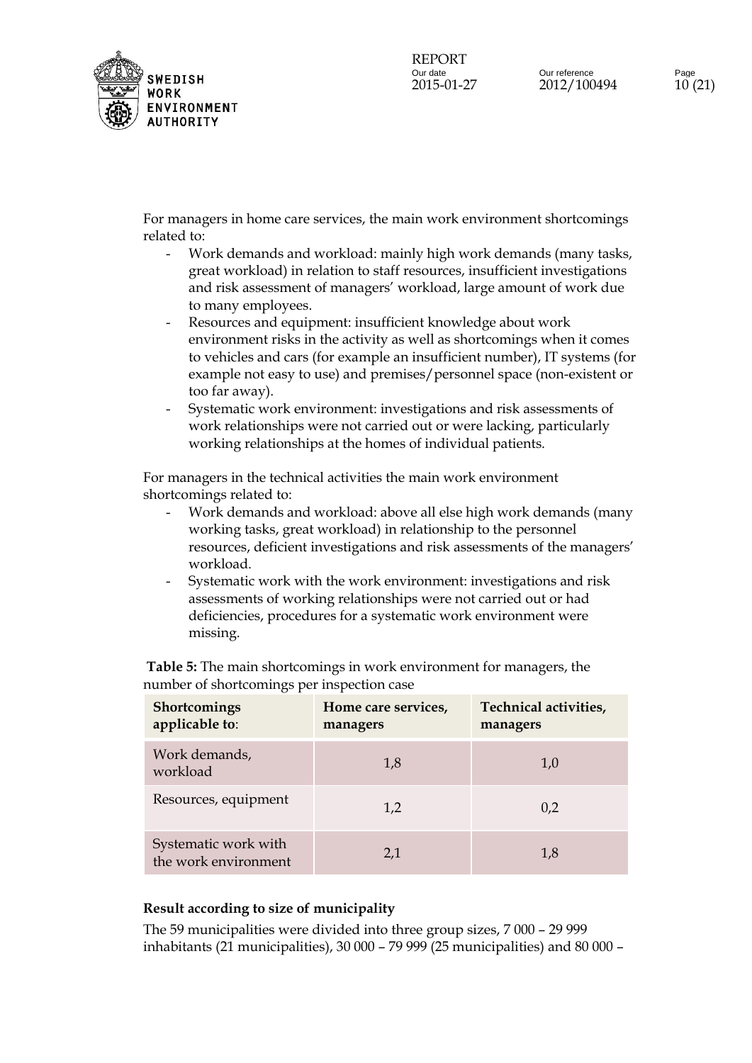For managers in home care services, the main work environment shortcomings related to:

- Work demands and workload: mainly high work demands (many tasks, great workload) in relation to staff resources, insufficient investigations and risk assessment of managers' workload, large amount of work due to many employees.
- Resources and equipment: insufficient knowledge about work environment risks in the activity as well as shortcomings when it comes to vehicles and cars (for example an insufficient number), IT systems (for example not easy to use) and premises/personnel space (non-existent or too far away).
- Systematic work environment: investigations and risk assessments of work relationships were not carried out or were lacking, particularly working relationships at the homes of individual patients.

For managers in the technical activities the main work environment shortcomings related to:

- Work demands and workload: above all else high work demands (many working tasks, great workload) in relationship to the personnel resources, deficient investigations and risk assessments of the managers' workload.
- Systematic work with the work environment: investigations and risk assessments of working relationships were not carried out or had deficiencies, procedures for a systematic work environment were missing.

**Table 5:** The main shortcomings in work environment for managers, the number of shortcomings per inspection case

| Shortcomings applicable to: | Home care services, managers | Technical activities, managers |
|---|---|---|
| Work demands, workload | 1,8 | 1,0 |
| Resources, equipment | 1,2 | 0,2 |
| Systematic work with the work environment | 2,1 | 1,8 |

**Result according to size of municipality**

The 59 municipalities were divided into three group sizes, 7 000 – 29 999 inhabitants (21 municipalities), 30 000 – 79 999 (25 municipalities) and 80 000 –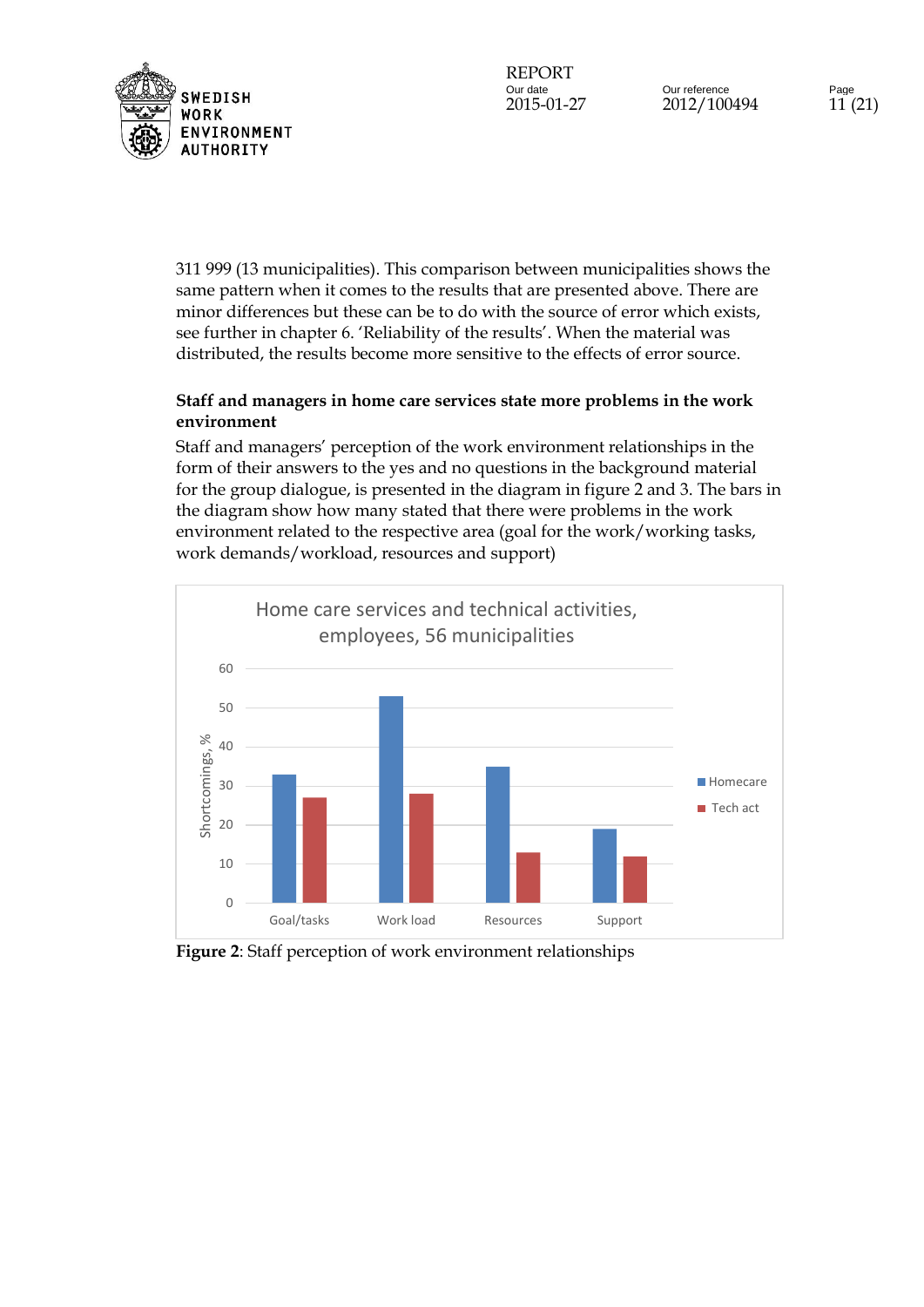311 999 (13 municipalities). This comparison between municipalities shows the same pattern when it comes to the results that are presented above. There are minor differences but these can be to do with the source of error which exists, see further in chapter 6. 'Reliability of the results'. When the material was distributed, the results become more sensitive to the effects of error source.

**Staff and managers in home care services state more problems in the work environment**

Staff and managers' perception of the work environment relationships in the form of their answers to the yes and no questions in the background material for the group dialogue, is presented in the diagram in figure 2 and 3. The bars in the diagram show how many stated that there were problems in the work environment related to the respective area (goal for the work/working tasks, work demands/workload, resources and support)

**Figure 2**: Staff perception of work environment relationships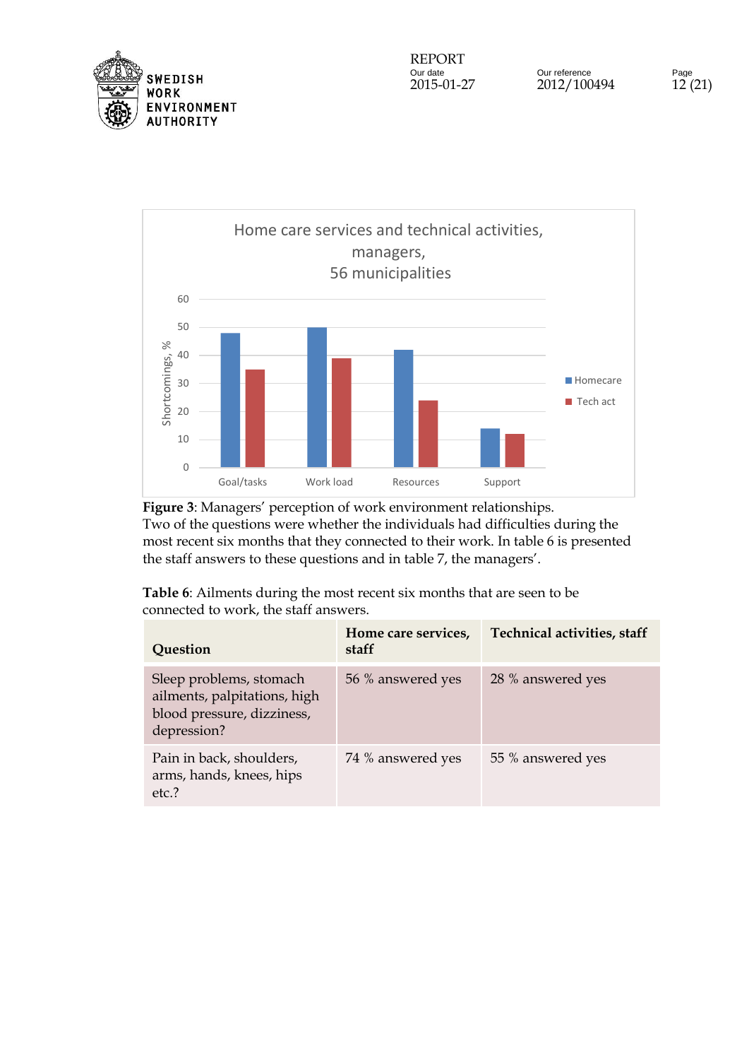**Figure 3**: Managers' perception of work environment relationships.

Two of the questions were whether the individuals had difficulties during the most recent six months that they connected to their work. In table 6 is presented the staff answers to these questions and in table 7, the managers'.

**Table 6**: Ailments during the most recent six months that are seen to be connected to work, the staff answers.

| Question | Home care services, staff | Technical activities, staff |
|---|---|---|
| Sleep problems, stomach ailments, palpitations, high blood pressure, dizziness, depression? | 56 % answered yes | 28 % answered yes |
| Pain in back, shoulders, arms, hands, knees, hips etc.? | 74 % answered yes | 55 % answered yes |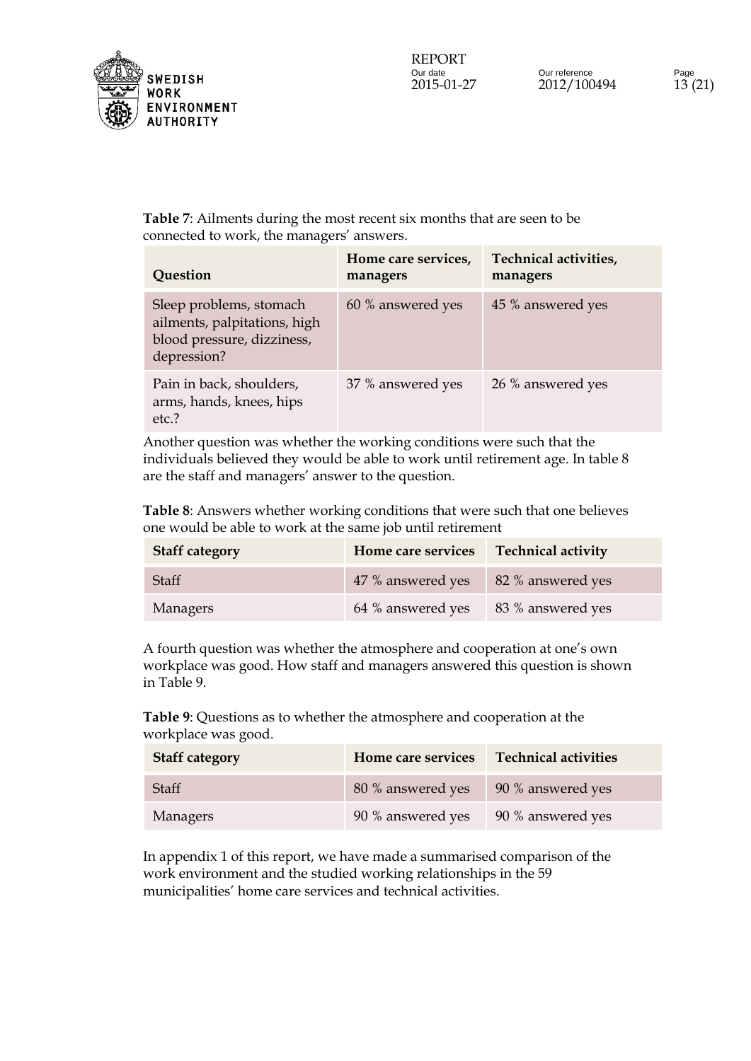**Table 7**: Ailments during the most recent six months that are seen to be connected to work, the managers' answers.

| Question | Home care services, managers | Technical activities, managers |
|---|---|---|
| Sleep problems, stomach ailments, palpitations, high blood pressure, dizziness, depression? | 60 % answered yes | 45 % answered yes |
| Pain in back, shoulders, arms, hands, knees, hips etc.? | 37 % answered yes | 26 % answered yes |

Another question was whether the working conditions were such that the individuals believed they would be able to work until retirement age. In table 8 are the staff and managers' answer to the question.

**Table 8**: Answers whether working conditions that were such that one believes one would be able to work at the same job until retirement

| Staff category | Home care services | Technical activity |
|---|---|---|
| Staff | 47 % answered yes | 82 % answered yes |
| Managers | 64 % answered yes | 83 % answered yes |

A fourth question was whether the atmosphere and cooperation at one's own workplace was good. How staff and managers answered this question is shown in Table 9.

**Table 9**: Questions as to whether the atmosphere and cooperation at the workplace was good.

| Staff category | Home care services | Technical activities |
|---|---|---|
| Staff | 80 % answered yes | 90 % answered yes |
| Managers | 90 % answered yes | 90 % answered yes |

In appendix 1 of this report, we have made a summarised comparison of the work environment and the studied working relationships in the 59 municipalities' home care services and technical activities.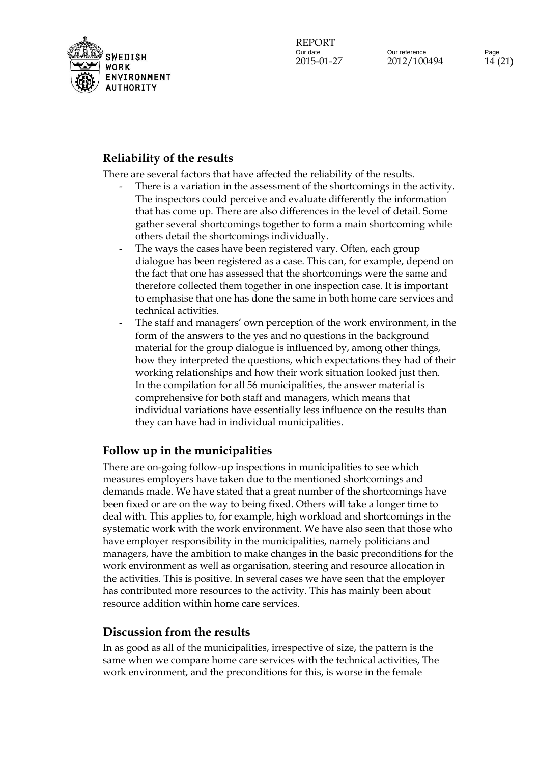## Reliability of the results

There are several factors that have affected the reliability of the results.

- There is a variation in the assessment of the shortcomings in the activity. The inspectors could perceive and evaluate differently the information that has come up. There are also differences in the level of detail. Some gather several shortcomings together to form a main shortcoming while others detail the shortcomings individually.
- The ways the cases have been registered vary. Often, each group dialogue has been registered as a case. This can, for example, depend on the fact that one has assessed that the shortcomings were the same and therefore collected them together in one inspection case. It is important to emphasise that one has done the same in both home care services and technical activities.
- The staff and managers' own perception of the work environment, in the form of the answers to the yes and no questions in the background material for the group dialogue is influenced by, among other things, how they interpreted the questions, which expectations they had of their working relationships and how their work situation looked just then. In the compilation for all 56 municipalities, the answer material is comprehensive for both staff and managers, which means that individual variations have essentially less influence on the results than they can have had in individual municipalities.

## Follow up in the municipalities

There are on-going follow-up inspections in municipalities to see which measures employers have taken due to the mentioned shortcomings and demands made. We have stated that a great number of the shortcomings have been fixed or are on the way to being fixed. Others will take a longer time to deal with. This applies to, for example, high workload and shortcomings in the systematic work with the work environment. We have also seen that those who have employer responsibility in the municipalities, namely politicians and managers, have the ambition to make changes in the basic preconditions for the work environment as well as organisation, steering and resource allocation in the activities. This is positive. In several cases we have seen that the employer has contributed more resources to the activity. This has mainly been about resource addition within home care services.

## Discussion from the results

In as good as all of the municipalities, irrespective of size, the pattern is the same when we compare home care services with the technical activities, The work environment, and the preconditions for this, is worse in the female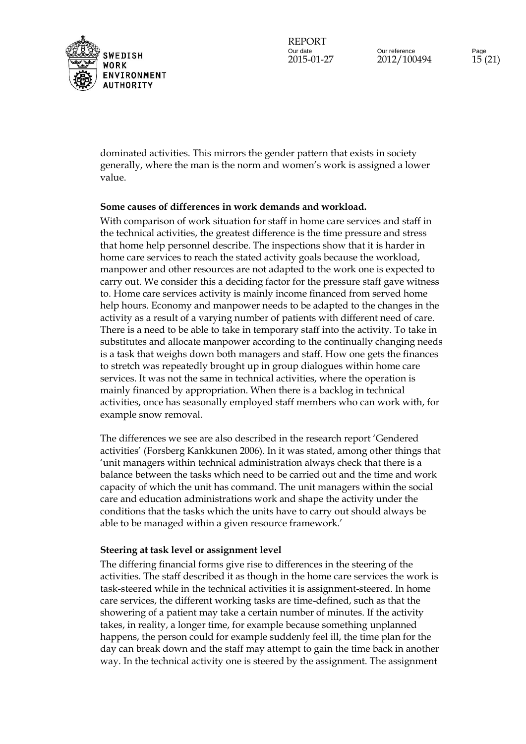dominated activities. This mirrors the gender pattern that exists in society generally, where the man is the norm and women's work is assigned a lower value.

**Some causes of differences in work demands and workload.**

With comparison of work situation for staff in home care services and staff in the technical activities, the greatest difference is the time pressure and stress that home help personnel describe. The inspections show that it is harder in home care services to reach the stated activity goals because the workload, manpower and other resources are not adapted to the work one is expected to carry out. We consider this a deciding factor for the pressure staff gave witness to. Home care services activity is mainly income financed from served home help hours. Economy and manpower needs to be adapted to the changes in the activity as a result of a varying number of patients with different need of care. There is a need to be able to take in temporary staff into the activity. To take in substitutes and allocate manpower according to the continually changing needs is a task that weighs down both managers and staff. How one gets the finances to stretch was repeatedly brought up in group dialogues within home care services. It was not the same in technical activities, where the operation is mainly financed by appropriation. When there is a backlog in technical activities, once has seasonally employed staff members who can work with, for example snow removal.

The differences we see are also described in the research report 'Gendered activities' (Forsberg Kankkunen 2006). In it was stated, among other things that 'unit managers within technical administration always check that there is a balance between the tasks which need to be carried out and the time and work capacity of which the unit has command. The unit managers within the social care and education administrations work and shape the activity under the conditions that the tasks which the units have to carry out should always be able to be managed within a given resource framework.'

**Steering at task level or assignment level**

The differing financial forms give rise to differences in the steering of the activities. The staff described it as though in the home care services the work is task-steered while in the technical activities it is assignment-steered. In home care services, the different working tasks are time-defined, such as that the showering of a patient may take a certain number of minutes. If the activity takes, in reality, a longer time, for example because something unplanned happens, the person could for example suddenly feel ill, the time plan for the day can break down and the staff may attempt to gain the time back in another way. In the technical activity one is steered by the assignment. The assignment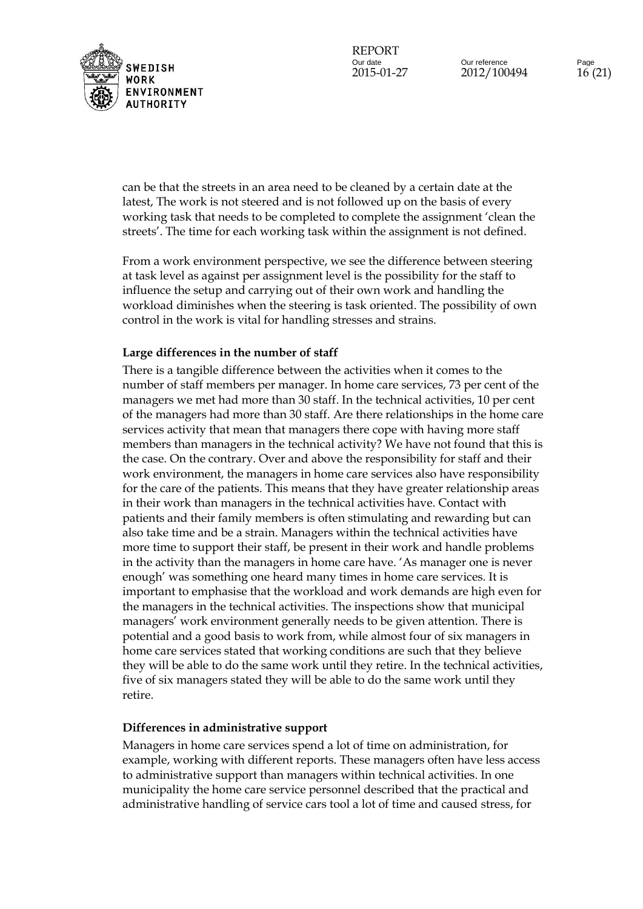can be that the streets in an area need to be cleaned by a certain date at the latest, The work is not steered and is not followed up on the basis of every working task that needs to be completed to complete the assignment 'clean the streets'. The time for each working task within the assignment is not defined.

From a work environment perspective, we see the difference between steering at task level as against per assignment level is the possibility for the staff to influence the setup and carrying out of their own work and handling the workload diminishes when the steering is task oriented. The possibility of own control in the work is vital for handling stresses and strains.

**Large differences in the number of staff**

There is a tangible difference between the activities when it comes to the number of staff members per manager. In home care services, 73 per cent of the managers we met had more than 30 staff. In the technical activities, 10 per cent of the managers had more than 30 staff. Are there relationships in the home care services activity that mean that managers there cope with having more staff members than managers in the technical activity? We have not found that this is the case. On the contrary. Over and above the responsibility for staff and their work environment, the managers in home care services also have responsibility for the care of the patients. This means that they have greater relationship areas in their work than managers in the technical activities have. Contact with patients and their family members is often stimulating and rewarding but can also take time and be a strain. Managers within the technical activities have more time to support their staff, be present in their work and handle problems in the activity than the managers in home care have. 'As manager one is never enough' was something one heard many times in home care services. It is important to emphasise that the workload and work demands are high even for the managers in the technical activities. The inspections show that municipal managers' work environment generally needs to be given attention. There is potential and a good basis to work from, while almost four of six managers in home care services stated that working conditions are such that they believe they will be able to do the same work until they retire. In the technical activities, five of six managers stated they will be able to do the same work until they retire.

**Differences in administrative support**

Managers in home care services spend a lot of time on administration, for example, working with different reports. These managers often have less access to administrative support than managers within technical activities. In one municipality the home care service personnel described that the practical and administrative handling of service cars tool a lot of time and caused stress, for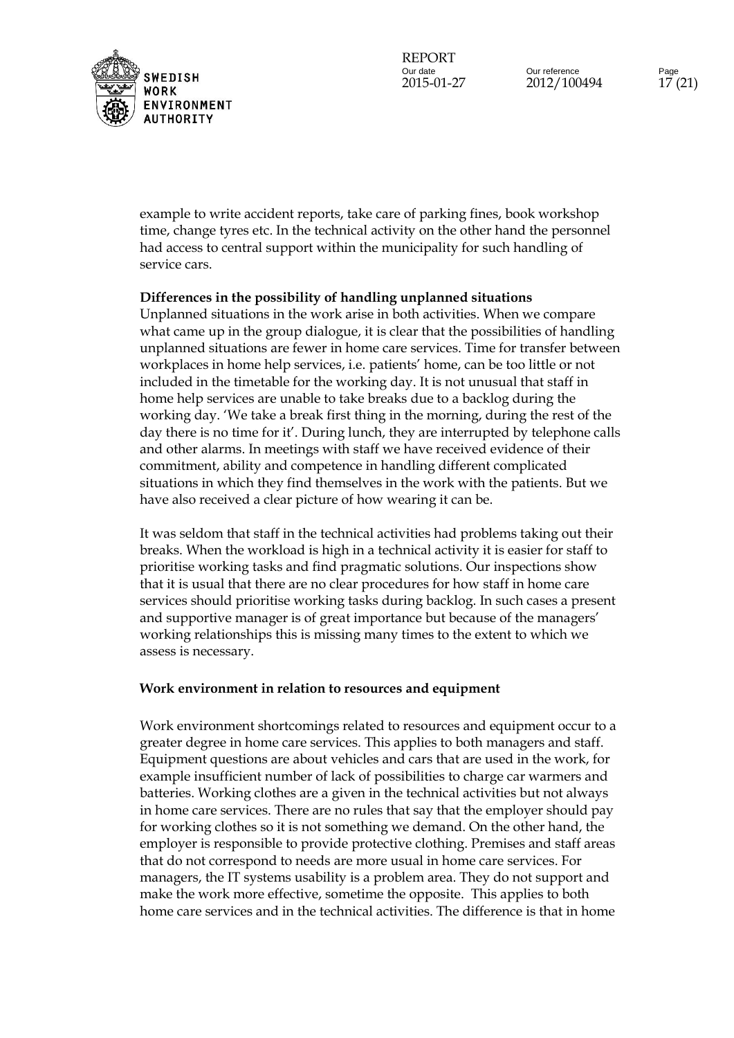example to write accident reports, take care of parking fines, book workshop time, change tyres etc. In the technical activity on the other hand the personnel had access to central support within the municipality for such handling of service cars.

**Differences in the possibility of handling unplanned situations**

Unplanned situations in the work arise in both activities. When we compare what came up in the group dialogue, it is clear that the possibilities of handling unplanned situations are fewer in home care services. Time for transfer between workplaces in home help services, i.e. patients' home, can be too little or not included in the timetable for the working day. It is not unusual that staff in home help services are unable to take breaks due to a backlog during the working day. 'We take a break first thing in the morning, during the rest of the day there is no time for it'. During lunch, they are interrupted by telephone calls and other alarms. In meetings with staff we have received evidence of their commitment, ability and competence in handling different complicated situations in which they find themselves in the work with the patients. But we have also received a clear picture of how wearing it can be.

It was seldom that staff in the technical activities had problems taking out their breaks. When the workload is high in a technical activity it is easier for staff to prioritise working tasks and find pragmatic solutions. Our inspections show that it is usual that there are no clear procedures for how staff in home care services should prioritise working tasks during backlog. In such cases a present and supportive manager is of great importance but because of the managers' working relationships this is missing many times to the extent to which we assess is necessary.

**Work environment in relation to resources and equipment**

Work environment shortcomings related to resources and equipment occur to a greater degree in home care services. This applies to both managers and staff. Equipment questions are about vehicles and cars that are used in the work, for example insufficient number of lack of possibilities to charge car warmers and batteries. Working clothes are a given in the technical activities but not always in home care services. There are no rules that say that the employer should pay for working clothes so it is not something we demand. On the other hand, the employer is responsible to provide protective clothing. Premises and staff areas that do not correspond to needs are more usual in home care services. For managers, the IT systems usability is a problem area. They do not support and make the work more effective, sometime the opposite. This applies to both home care services and in the technical activities. The difference is that in home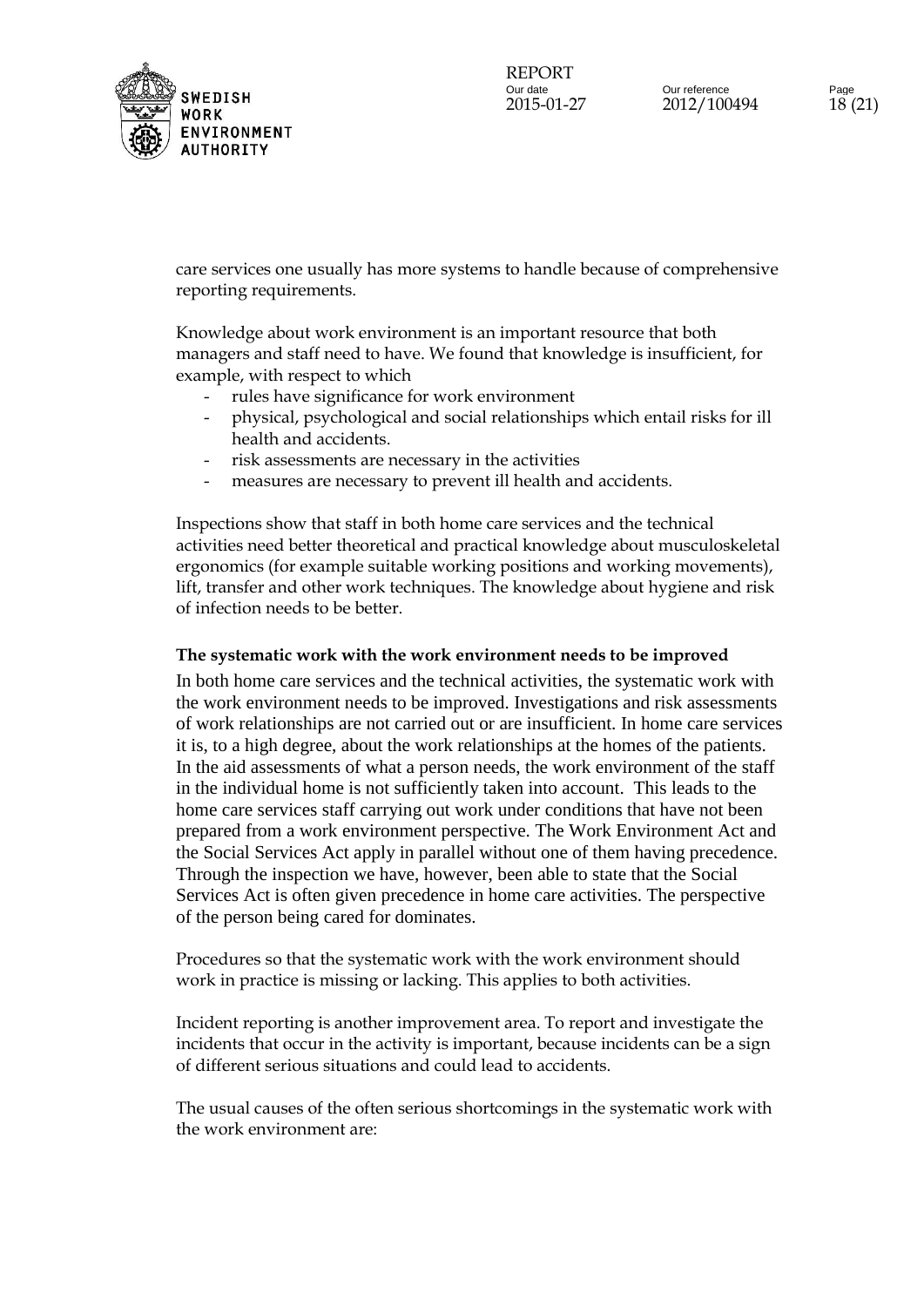care services one usually has more systems to handle because of comprehensive reporting requirements.

Knowledge about work environment is an important resource that both managers and staff need to have. We found that knowledge is insufficient, for example, with respect to which

- rules have significance for work environment
- physical, psychological and social relationships which entail risks for ill health and accidents.
- risk assessments are necessary in the activities
- measures are necessary to prevent ill health and accidents.

Inspections show that staff in both home care services and the technical activities need better theoretical and practical knowledge about musculoskeletal ergonomics (for example suitable working positions and working movements), lift, transfer and other work techniques. The knowledge about hygiene and risk of infection needs to be better.

**The systematic work with the work environment needs to be improved**

In both home care services and the technical activities, the systematic work with the work environment needs to be improved. Investigations and risk assessments of work relationships are not carried out or are insufficient. In home care services it is, to a high degree, about the work relationships at the homes of the patients. In the aid assessments of what a person needs, the work environment of the staff in the individual home is not sufficiently taken into account. This leads to the home care services staff carrying out work under conditions that have not been prepared from a work environment perspective. The Work Environment Act and the Social Services Act apply in parallel without one of them having precedence. Through the inspection we have, however, been able to state that the Social Services Act is often given precedence in home care activities. The perspective of the person being cared for dominates.

Procedures so that the systematic work with the work environment should work in practice is missing or lacking. This applies to both activities.

Incident reporting is another improvement area. To report and investigate the incidents that occur in the activity is important, because incidents can be a sign of different serious situations and could lead to accidents.

The usual causes of the often serious shortcomings in the systematic work with the work environment are: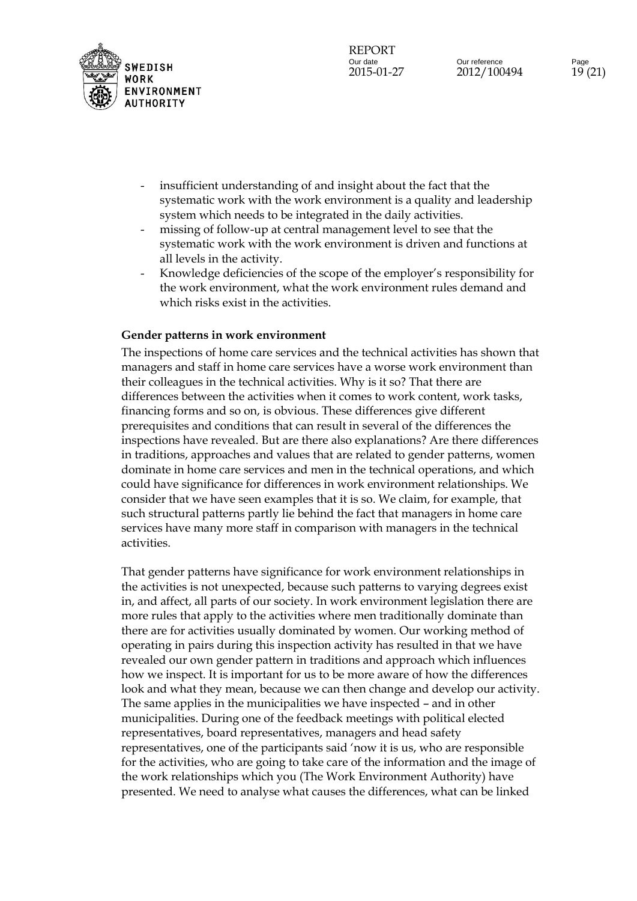- insufficient understanding of and insight about the fact that the systematic work with the work environment is a quality and leadership system which needs to be integrated in the daily activities.
- missing of follow-up at central management level to see that the systematic work with the work environment is driven and functions at all levels in the activity.
- Knowledge deficiencies of the scope of the employer's responsibility for the work environment, what the work environment rules demand and which risks exist in the activities.

**Gender patterns in work environment**

The inspections of home care services and the technical activities has shown that managers and staff in home care services have a worse work environment than their colleagues in the technical activities. Why is it so? That there are differences between the activities when it comes to work content, work tasks, financing forms and so on, is obvious. These differences give different prerequisites and conditions that can result in several of the differences the inspections have revealed. But are there also explanations? Are there differences in traditions, approaches and values that are related to gender patterns, women dominate in home care services and men in the technical operations, and which could have significance for differences in work environment relationships. We consider that we have seen examples that it is so. We claim, for example, that such structural patterns partly lie behind the fact that managers in home care services have many more staff in comparison with managers in the technical activities.

That gender patterns have significance for work environment relationships in the activities is not unexpected, because such patterns to varying degrees exist in, and affect, all parts of our society. In work environment legislation there are more rules that apply to the activities where men traditionally dominate than there are for activities usually dominated by women. Our working method of operating in pairs during this inspection activity has resulted in that we have revealed our own gender pattern in traditions and approach which influences how we inspect. It is important for us to be more aware of how the differences look and what they mean, because we can then change and develop our activity. The same applies in the municipalities we have inspected – and in other municipalities. During one of the feedback meetings with political elected representatives, board representatives, managers and head safety representatives, one of the participants said 'now it is us, who are responsible for the activities, who are going to take care of the information and the image of the work relationships which you (The Work Environment Authority) have presented. We need to analyse what causes the differences, what can be linked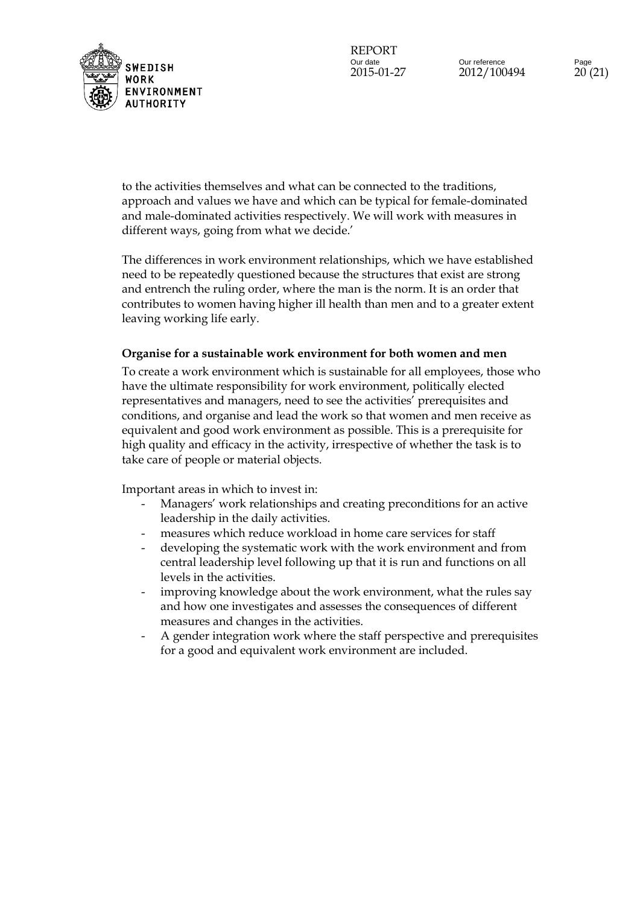to the activities themselves and what can be connected to the traditions, approach and values we have and which can be typical for female-dominated and male-dominated activities respectively. We will work with measures in different ways, going from what we decide.'

The differences in work environment relationships, which we have established need to be repeatedly questioned because the structures that exist are strong and entrench the ruling order, where the man is the norm. It is an order that contributes to women having higher ill health than men and to a greater extent leaving working life early.

**Organise for a sustainable work environment for both women and men**

To create a work environment which is sustainable for all employees, those who have the ultimate responsibility for work environment, politically elected representatives and managers, need to see the activities' prerequisites and conditions, and organise and lead the work so that women and men receive as equivalent and good work environment as possible. This is a prerequisite for high quality and efficacy in the activity, irrespective of whether the task is to take care of people or material objects.

Important areas in which to invest in:

- Managers' work relationships and creating preconditions for an active leadership in the daily activities.
- measures which reduce workload in home care services for staff
- developing the systematic work with the work environment and from central leadership level following up that it is run and functions on all levels in the activities.
- improving knowledge about the work environment, what the rules say and how one investigates and assesses the consequences of different measures and changes in the activities.
- A gender integration work where the staff perspective and prerequisites for a good and equivalent work environment are included.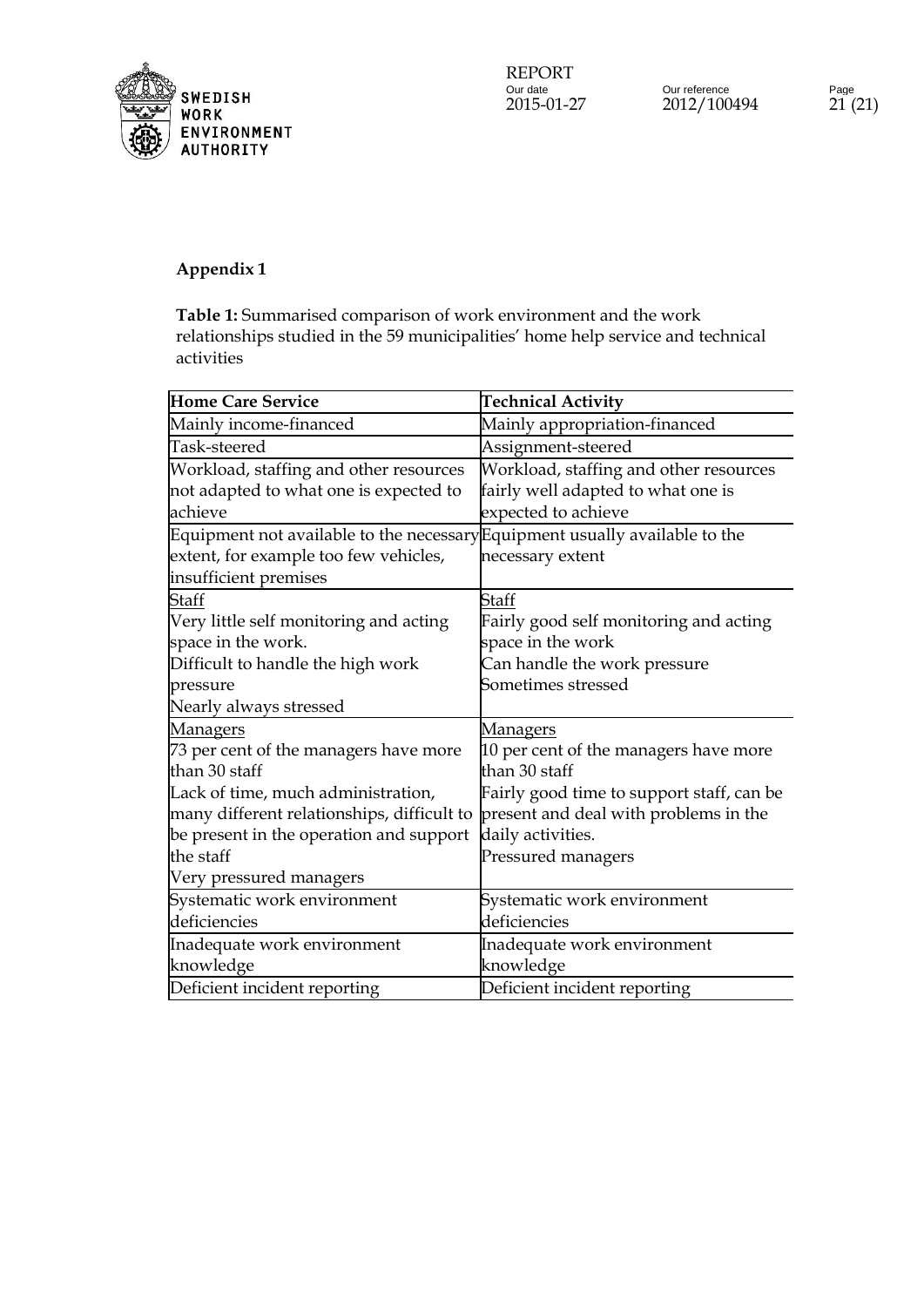**Appendix 1**

**Table 1:** Summarised comparison of work environment and the work relationships studied in the 59 municipalities' home help service and technical activities

| Home Care Service | Technical Activity |
|---|---|
| Mainly income-financed | Mainly appropriation-financed |
| Task-steered | Assignment-steered |
| Workload, staffing and other resources not adapted to what one is expected to achieve | Workload, staffing and other resources fairly well adapted to what one is expected to achieve |
| Equipment not available to the necessary extent, for example too few vehicles, insufficient premises | Equipment usually available to the necessary extent |
| Staff<br>Very little self monitoring and acting space in the work.<br>Difficult to handle the high work pressure<br>Nearly always stressed | Staff<br>Fairly good self monitoring and acting space in the work<br>Can handle the work pressure<br>Sometimes stressed |
| Managers<br>73 per cent of the managers have more than 30 staff<br>Lack of time, much administration, many different relationships, difficult to be present in the operation and support the staff<br>Very pressured managers | Managers<br>10 per cent of the managers have more than 30 staff<br>Fairly good time to support staff, can be present and deal with problems in the daily activities.<br>Pressured managers |
| Systematic work environment deficiencies | Systematic work environment deficiencies |
| Inadequate work environment knowledge | Inadequate work environment knowledge |
| Deficient incident reporting | Deficient incident reporting |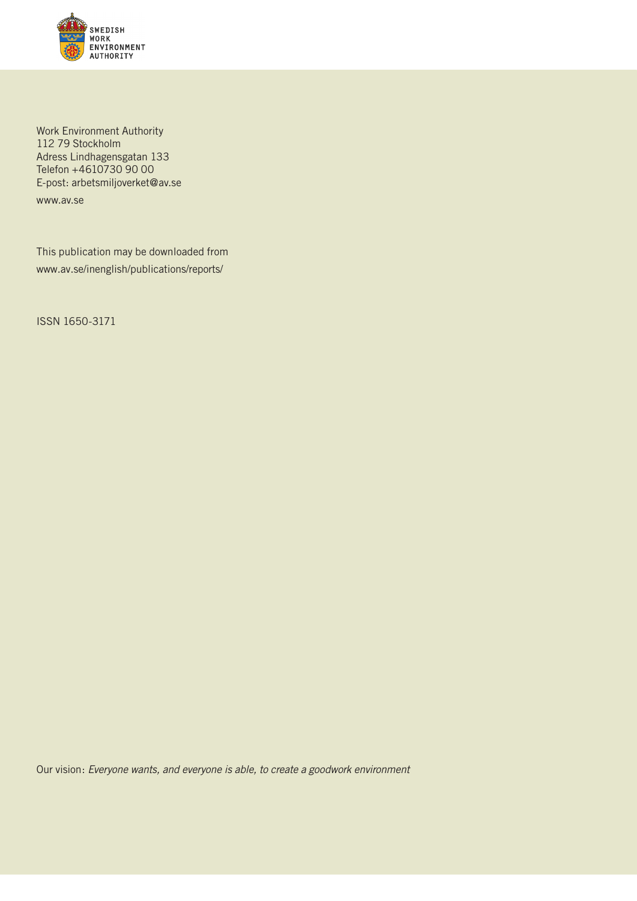SWEDISH WORK ENVIRONMENT AUTHORITY

Work Environment Authority
112 79 Stockholm
Adress Lindhagensgatan 133
Telefon +4610730 90 00
E-post: arbetsmiljoverket@av.se

www.av.se

This publication may be downloaded from
www.av.se/inenglish/publications/reports/

ISSN 1650-3171

Our vision: *Everyone wants, and everyone is able, to create a goodwork environment*